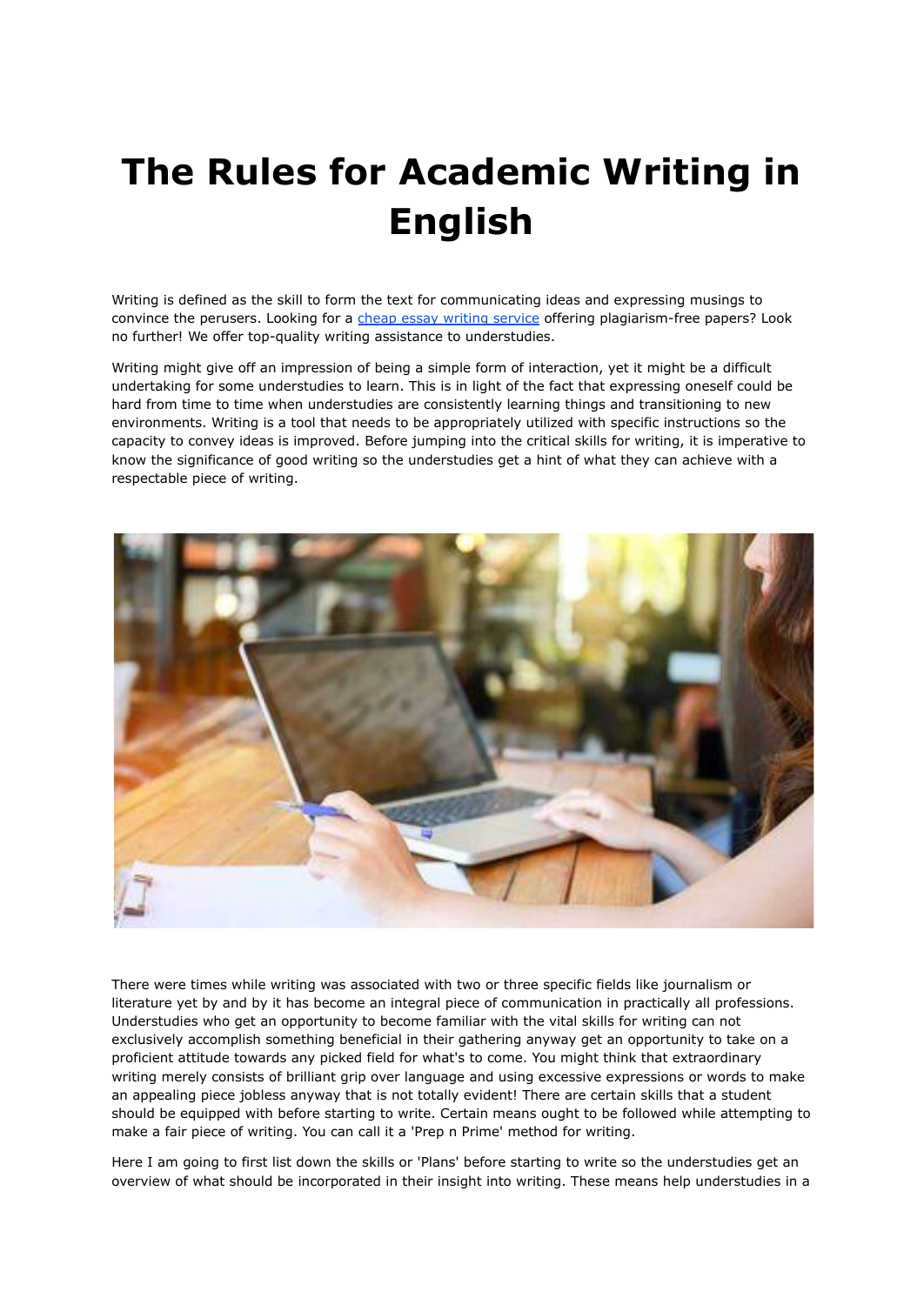# The Rules for Academic Writing in English

Writing is defined as the skill to form the text for communicating ideas and expressing musings to convince the perusers. Looking for a [cheap essay writing service]() offering plagiarism-free papers? Look no further! We offer top-quality writing assistance to understudies.

Writing might give off an impression of being a simple form of interaction, yet it might be a difficult undertaking for some understudies to learn. This is in light of the fact that expressing oneself could be hard from time to time when understudies are consistently learning things and transitioning to new environments. Writing is a tool that needs to be appropriately utilized with specific instructions so the capacity to convey ideas is improved. Before jumping into the critical skills for writing, it is imperative to know the significance of good writing so the understudies get a hint of what they can achieve with a respectable piece of writing.

There were times while writing was associated with two or three specific fields like journalism or literature yet by and by it has become an integral piece of communication in practically all professions. Understudies who get an opportunity to become familiar with the vital skills for writing can not exclusively accomplish something beneficial in their gathering anyway get an opportunity to take on a proficient attitude towards any picked field for what's to come. You might think that extraordinary writing merely consists of brilliant grip over language and using excessive expressions or words to make an appealing piece jobless anyway that is not totally evident! There are certain skills that a student should be equipped with before starting to write. Certain means ought to be followed while attempting to make a fair piece of writing. You can call it a 'Prep n Prime' method for writing.

Here I am going to first list down the skills or 'Plans' before starting to write so the understudies get an overview of what should be incorporated in their insight into writing. These means help understudies in a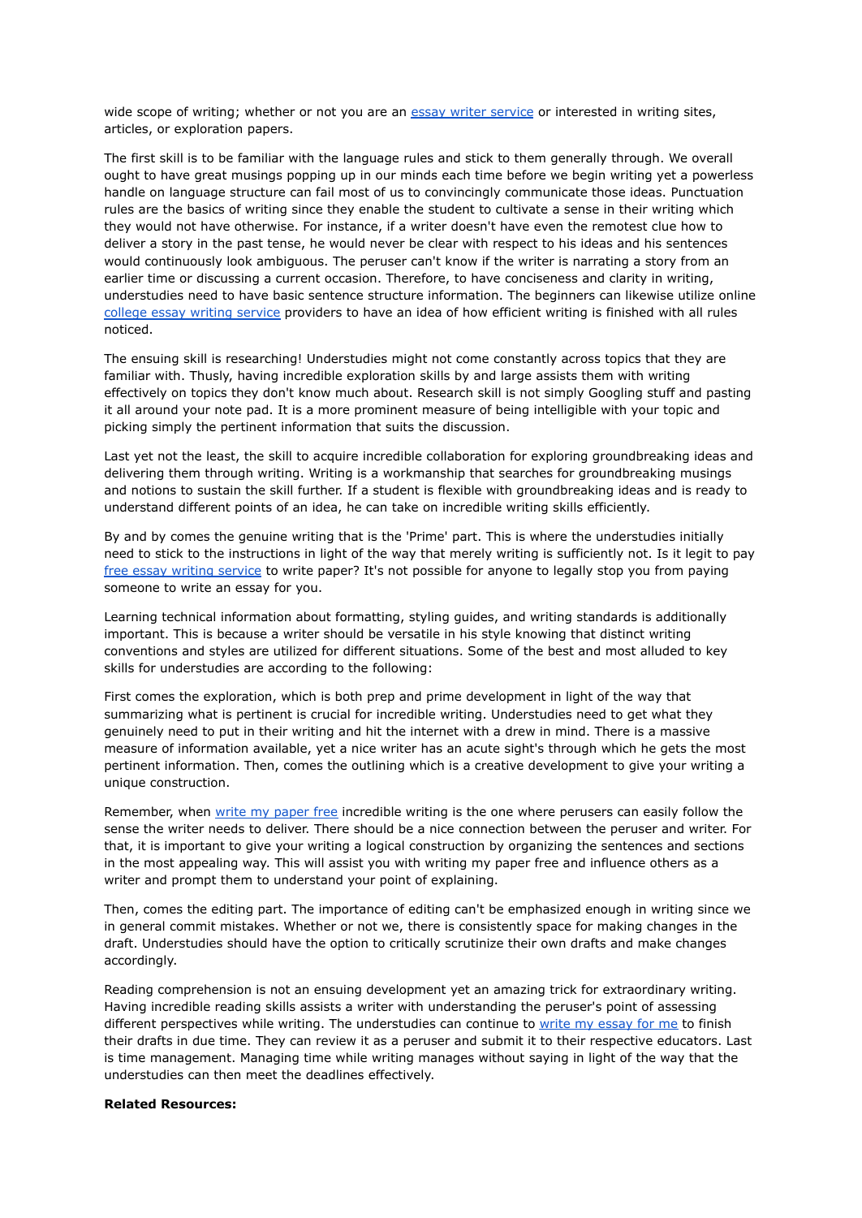wide scope of writing; whether or not you are an essay writer service or interested in writing sites, articles, or exploration papers.

The first skill is to be familiar with the language rules and stick to them generally through. We overall ought to have great musings popping up in our minds each time before we begin writing yet a powerless handle on language structure can fail most of us to convincingly communicate those ideas. Punctuation rules are the basics of writing since they enable the student to cultivate a sense in their writing which they would not have otherwise. For instance, if a writer doesn't have even the remotest clue how to deliver a story in the past tense, he would never be clear with respect to his ideas and his sentences would continuously look ambiguous. The peruser can't know if the writer is narrating a story from an earlier time or discussing a current occasion. Therefore, to have conciseness and clarity in writing, understudies need to have basic sentence structure information. The beginners can likewise utilize online college essay writing service providers to have an idea of how efficient writing is finished with all rules noticed.

The ensuing skill is researching! Understudies might not come constantly across topics that they are familiar with. Thusly, having incredible exploration skills by and large assists them with writing effectively on topics they don't know much about. Research skill is not simply Googling stuff and pasting it all around your note pad. It is a more prominent measure of being intelligible with your topic and picking simply the pertinent information that suits the discussion.

Last yet not the least, the skill to acquire incredible collaboration for exploring groundbreaking ideas and delivering them through writing. Writing is a workmanship that searches for groundbreaking musings and notions to sustain the skill further. If a student is flexible with groundbreaking ideas and is ready to understand different points of an idea, he can take on incredible writing skills efficiently.

By and by comes the genuine writing that is the 'Prime' part. This is where the understudies initially need to stick to the instructions in light of the way that merely writing is sufficiently not. Is it legit to pay free essay writing service to write paper? It's not possible for anyone to legally stop you from paying someone to write an essay for you.

Learning technical information about formatting, styling guides, and writing standards is additionally important. This is because a writer should be versatile in his style knowing that distinct writing conventions and styles are utilized for different situations. Some of the best and most alluded to key skills for understudies are according to the following:

First comes the exploration, which is both prep and prime development in light of the way that summarizing what is pertinent is crucial for incredible writing. Understudies need to get what they genuinely need to put in their writing and hit the internet with a drew in mind. There is a massive measure of information available, yet a nice writer has an acute sight's through which he gets the most pertinent information. Then, comes the outlining which is a creative development to give your writing a unique construction.

Remember, when write my paper free incredible writing is the one where perusers can easily follow the sense the writer needs to deliver. There should be a nice connection between the peruser and writer. For that, it is important to give your writing a logical construction by organizing the sentences and sections in the most appealing way. This will assist you with writing my paper free and influence others as a writer and prompt them to understand your point of explaining.

Then, comes the editing part. The importance of editing can't be emphasized enough in writing since we in general commit mistakes. Whether or not we, there is consistently space for making changes in the draft. Understudies should have the option to critically scrutinize their own drafts and make changes accordingly.

Reading comprehension is not an ensuing development yet an amazing trick for extraordinary writing. Having incredible reading skills assists a writer with understanding the peruser's point of assessing different perspectives while writing. The understudies can continue to write my essay for me to finish their drafts in due time. They can review it as a peruser and submit it to their respective educators. Last is time management. Managing time while writing manages without saying in light of the way that the understudies can then meet the deadlines effectively.

**Related Resources:**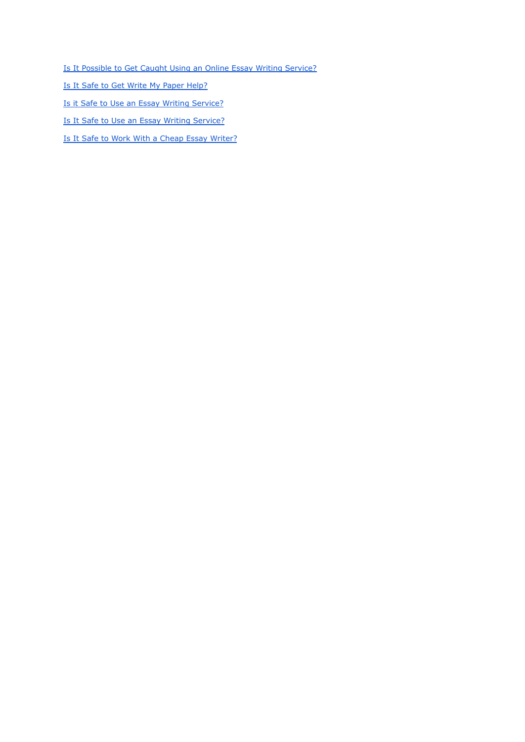Is It Possible to Get Caught Using an Online Essay Writing Service?

Is It Safe to Get Write My Paper Help?

Is it Safe to Use an Essay Writing Service?

Is It Safe to Use an Essay Writing Service?

Is It Safe to Work With a Cheap Essay Writer?